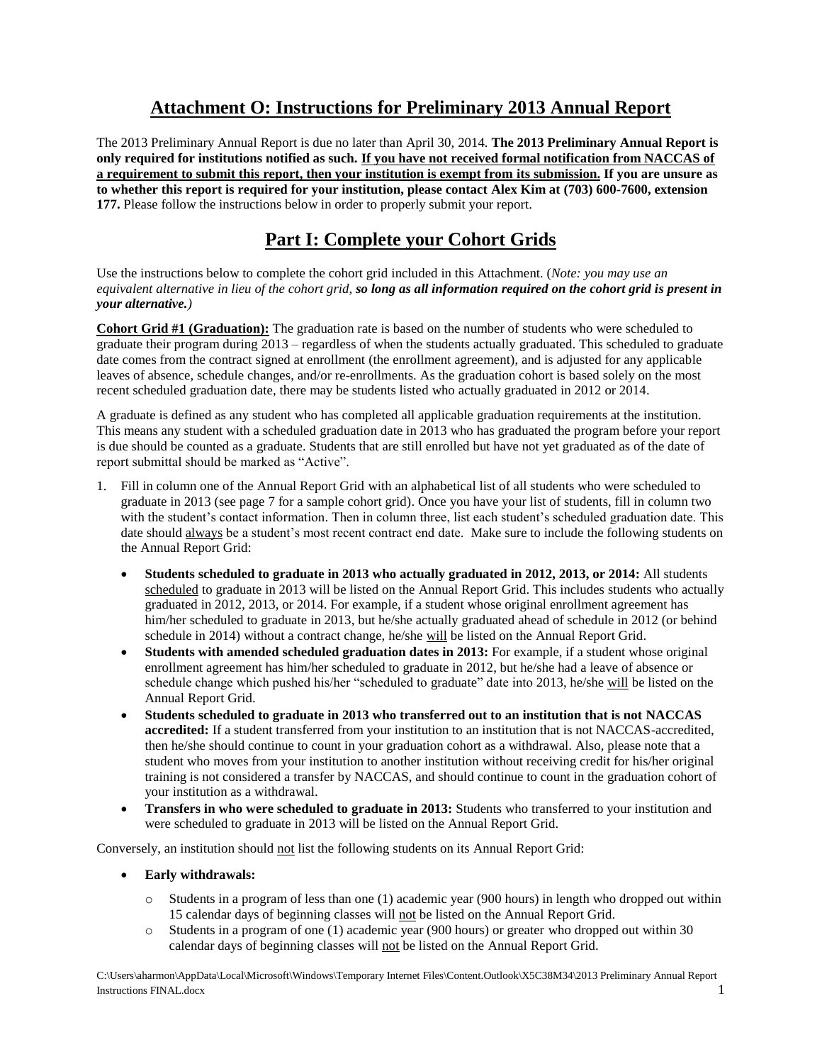# Attachment O: Instructions for Preliminary 2013 Annual Report

The 2013 Preliminary Annual Report is due no later than April 30, 2014. **The 2013 Preliminary Annual Report is only required for institutions notified as such. If you have not received formal notification from NACCAS of a requirement to submit this report, then your institution is exempt from its submission. If you are unsure as to whether this report is required for your institution, please contact Alex Kim at (703) 600-7600, extension 177.** Please follow the instructions below in order to properly submit your report.

## Part I: Complete your Cohort Grids

Use the instructions below to complete the cohort grid included in this Attachment. (*Note: you may use an equivalent alternative in lieu of the cohort grid, **so long as all information required on the cohort grid is present in your alternative.***)

**Cohort Grid #1 (Graduation):** The graduation rate is based on the number of students who were scheduled to graduate their program during 2013 – regardless of when the students actually graduated. This scheduled to graduate date comes from the contract signed at enrollment (the enrollment agreement), and is adjusted for any applicable leaves of absence, schedule changes, and/or re-enrollments. As the graduation cohort is based solely on the most recent scheduled graduation date, there may be students listed who actually graduated in 2012 or 2014.

A graduate is defined as any student who has completed all applicable graduation requirements at the institution. This means any student with a scheduled graduation date in 2013 who has graduated the program before your report is due should be counted as a graduate. Students that are still enrolled but have not yet graduated as of the date of report submittal should be marked as "Active".

1. Fill in column one of the Annual Report Grid with an alphabetical list of all students who were scheduled to graduate in 2013 (see page 7 for a sample cohort grid). Once you have your list of students, fill in column two with the student's contact information. Then in column three, list each student's scheduled graduation date. This date should always be a student's most recent contract end date. Make sure to include the following students on the Annual Report Grid:
   - **Students scheduled to graduate in 2013 who actually graduated in 2012, 2013, or 2014:** All students scheduled to graduate in 2013 will be listed on the Annual Report Grid. This includes students who actually graduated in 2012, 2013, or 2014. For example, if a student whose original enrollment agreement has him/her scheduled to graduate in 2013, but he/she actually graduated ahead of schedule in 2012 (or behind schedule in 2014) without a contract change, he/she will be listed on the Annual Report Grid.
   - **Students with amended scheduled graduation dates in 2013:** For example, if a student whose original enrollment agreement has him/her scheduled to graduate in 2012, but he/she had a leave of absence or schedule change which pushed his/her "scheduled to graduate" date into 2013, he/she will be listed on the Annual Report Grid.
   - **Students scheduled to graduate in 2013 who transferred out to an institution that is not NACCAS accredited:** If a student transferred from your institution to an institution that is not NACCAS-accredited, then he/she should continue to count in your graduation cohort as a withdrawal. Also, please note that a student who moves from your institution to another institution without receiving credit for his/her original training is not considered a transfer by NACCAS, and should continue to count in the graduation cohort of your institution as a withdrawal.
   - **Transfers in who were scheduled to graduate in 2013:** Students who transferred to your institution and were scheduled to graduate in 2013 will be listed on the Annual Report Grid.

Conversely, an institution should not list the following students on its Annual Report Grid:

- **Early withdrawals:**
  - Students in a program of less than one (1) academic year (900 hours) in length who dropped out within 15 calendar days of beginning classes will not be listed on the Annual Report Grid.
  - Students in a program of one (1) academic year (900 hours) or greater who dropped out within 30 calendar days of beginning classes will not be listed on the Annual Report Grid.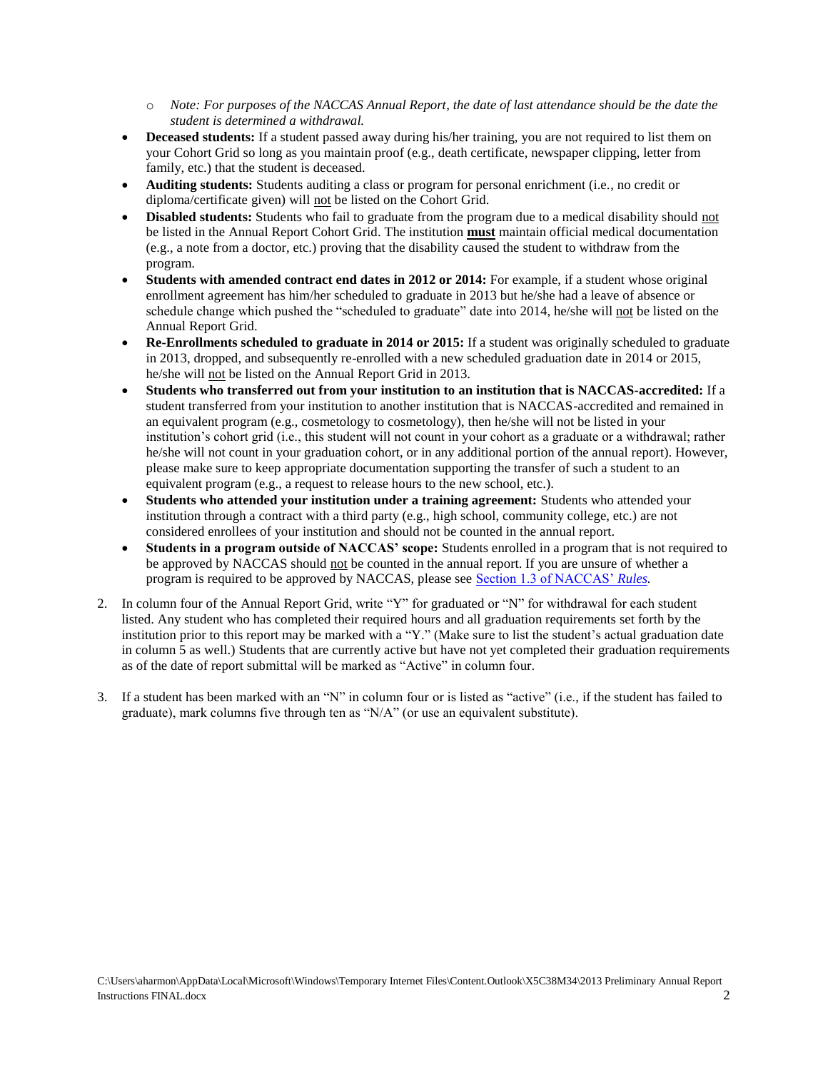- *Note: For purposes of the NACCAS Annual Report, the date of last attendance should be the date the student is determined a withdrawal.*
- **Deceased students:** If a student passed away during his/her training, you are not required to list them on your Cohort Grid so long as you maintain proof (e.g., death certificate, newspaper clipping, letter from family, etc.) that the student is deceased.
- **Auditing students:** Students auditing a class or program for personal enrichment (i.e., no credit or diploma/certificate given) will not be listed on the Cohort Grid.
- **Disabled students:** Students who fail to graduate from the program due to a medical disability should not be listed in the Annual Report Cohort Grid. The institution **must** maintain official medical documentation (e.g., a note from a doctor, etc.) proving that the disability caused the student to withdraw from the program.
- **Students with amended contract end dates in 2012 or 2014:** For example, if a student whose original enrollment agreement has him/her scheduled to graduate in 2013 but he/she had a leave of absence or schedule change which pushed the "scheduled to graduate" date into 2014, he/she will not be listed on the Annual Report Grid.
- **Re-Enrollments scheduled to graduate in 2014 or 2015:** If a student was originally scheduled to graduate in 2013, dropped, and subsequently re-enrolled with a new scheduled graduation date in 2014 or 2015, he/she will not be listed on the Annual Report Grid in 2013.
- **Students who transferred out from your institution to an institution that is NACCAS-accredited:** If a student transferred from your institution to another institution that is NACCAS-accredited and remained in an equivalent program (e.g., cosmetology to cosmetology), then he/she will not be listed in your institution's cohort grid (i.e., this student will not count in your cohort as a graduate or a withdrawal; rather he/she will not count in your graduation cohort, or in any additional portion of the annual report). However, please make sure to keep appropriate documentation supporting the transfer of such a student to an equivalent program (e.g., a request to release hours to the new school, etc.).
- **Students who attended your institution under a training agreement:** Students who attended your institution through a contract with a third party (e.g., high school, community college, etc.) are not considered enrollees of your institution and should not be counted in the annual report.
- **Students in a program outside of NACCAS' scope:** Students enrolled in a program that is not required to be approved by NACCAS should not be counted in the annual report. If you are unsure of whether a program is required to be approved by NACCAS, please see Section 1.3 of NACCAS' *Rules*.

2. In column four of the Annual Report Grid, write "Y" for graduated or "N" for withdrawal for each student listed. Any student who has completed their required hours and all graduation requirements set forth by the institution prior to this report may be marked with a "Y." (Make sure to list the student's actual graduation date in column 5 as well.) Students that are currently active but have not yet completed their graduation requirements as of the date of report submittal will be marked as "Active" in column four.

3. If a student has been marked with an "N" in column four or is listed as "active" (i.e., if the student has failed to graduate), mark columns five through ten as "N/A" (or use an equivalent substitute).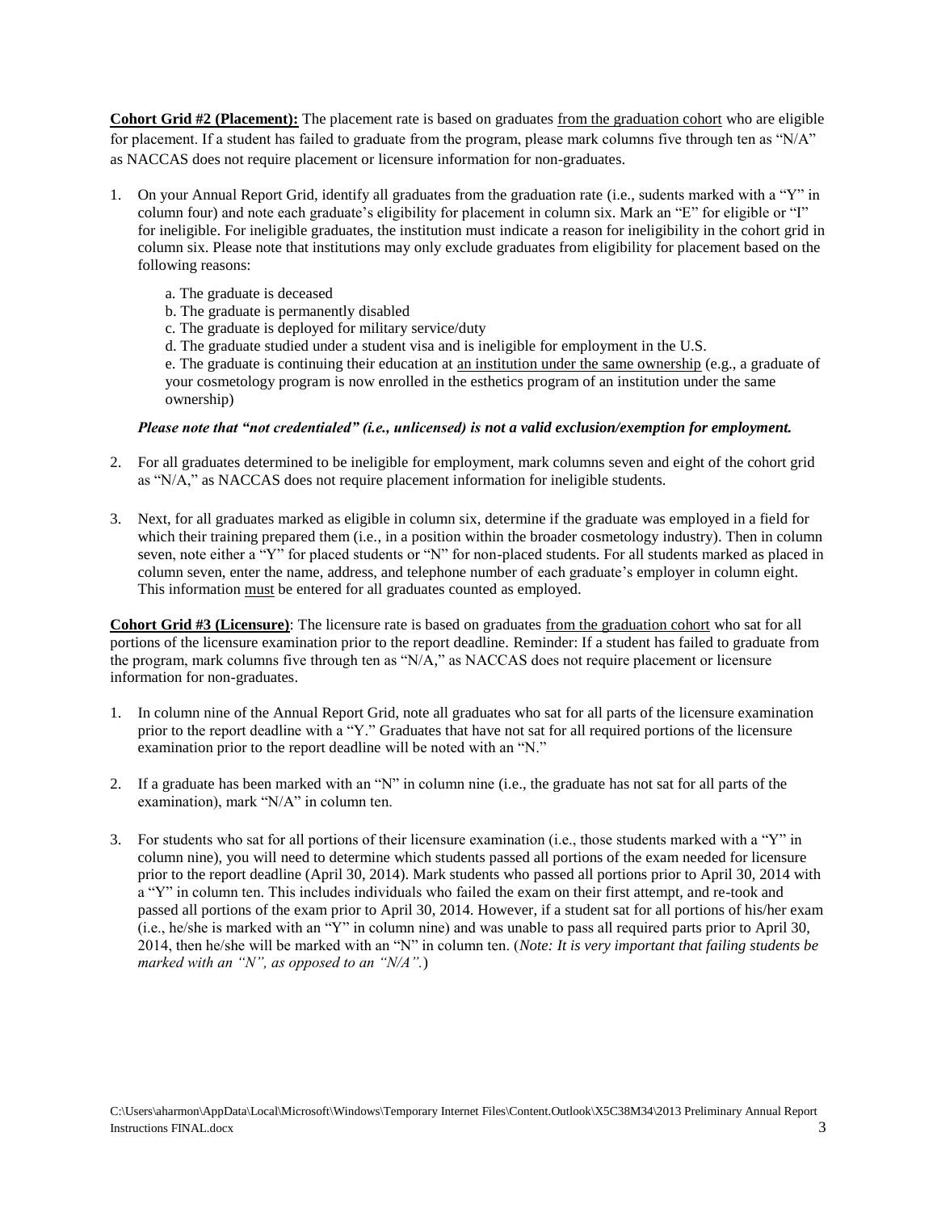**Cohort Grid #2 (Placement):** The placement rate is based on graduates <u>from the graduation cohort</u> who are eligible for placement. If a student has failed to graduate from the program, please mark columns five through ten as "N/A" as NACCAS does not require placement or licensure information for non-graduates.

1. On your Annual Report Grid, identify all graduates from the graduation rate (i.e., sudents marked with a "Y" in column four) and note each graduate's eligibility for placement in column six. Mark an "E" for eligible or "I" for ineligible. For ineligible graduates, the institution must indicate a reason for ineligibility in the cohort grid in column six. Please note that institutions may only exclude graduates from eligibility for placement based on the following reasons:

   a. The graduate is deceased
   b. The graduate is permanently disabled
   c. The graduate is deployed for military service/duty
   d. The graduate studied under a student visa and is ineligible for employment in the U.S.
   e. The graduate is continuing their education at <u>an institution under the same ownership</u> (e.g., a graduate of your cosmetology program is now enrolled in the esthetics program of an institution under the same ownership)

   ***Please note that "not credentialed" (i.e., unlicensed) is not a valid exclusion/exemption for employment.***

2. For all graduates determined to be ineligible for employment, mark columns seven and eight of the cohort grid as "N/A," as NACCAS does not require placement information for ineligible students.

3. Next, for all graduates marked as eligible in column six, determine if the graduate was employed in a field for which their training prepared them (i.e., in a position within the broader cosmetology industry). Then in column seven, note either a "Y" for placed students or "N" for non-placed students. For all students marked as placed in column seven, enter the name, address, and telephone number of each graduate's employer in column eight. This information <u>must</u> be entered for all graduates counted as employed.

**Cohort Grid #3 (Licensure)**: The licensure rate is based on graduates <u>from the graduation cohort</u> who sat for all portions of the licensure examination prior to the report deadline. Reminder: If a student has failed to graduate from the program, mark columns five through ten as "N/A," as NACCAS does not require placement or licensure information for non-graduates.

1. In column nine of the Annual Report Grid, note all graduates who sat for all parts of the licensure examination prior to the report deadline with a "Y." Graduates that have not sat for all required portions of the licensure examination prior to the report deadline will be noted with an "N."

2. If a graduate has been marked with an "N" in column nine (i.e., the graduate has not sat for all parts of the examination), mark "N/A" in column ten.

3. For students who sat for all portions of their licensure examination (i.e., those students marked with a "Y" in column nine), you will need to determine which students passed all portions of the exam needed for licensure prior to the report deadline (April 30, 2014). Mark students who passed all portions prior to April 30, 2014 with a "Y" in column ten. This includes individuals who failed the exam on their first attempt, and re-took and passed all portions of the exam prior to April 30, 2014. However, if a student sat for all portions of his/her exam (i.e., he/she is marked with an "Y" in column nine) and was unable to pass all required parts prior to April 30, 2014, then he/she will be marked with an "N" in column ten. (*Note: It is very important that failing students be marked with an "N", as opposed to an "N/A".*)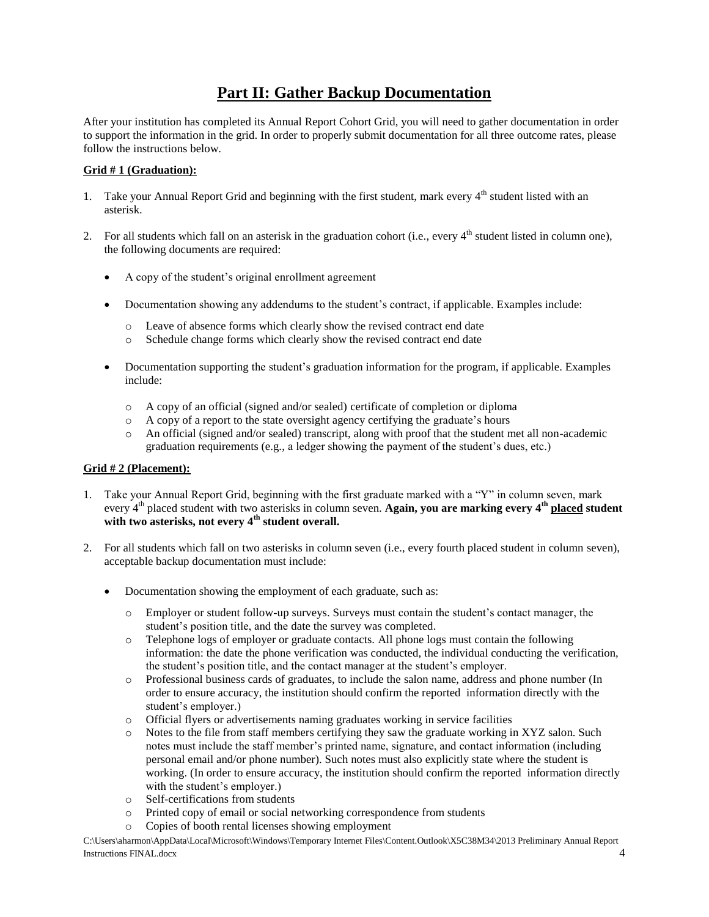# Part II: Gather Backup Documentation

After your institution has completed its Annual Report Cohort Grid, you will need to gather documentation in order to support the information in the grid. In order to properly submit documentation for all three outcome rates, please follow the instructions below.

**Grid # 1 (Graduation):**

1. Take your Annual Report Grid and beginning with the first student, mark every 4th student listed with an asterisk.

2. For all students which fall on an asterisk in the graduation cohort (i.e., every 4th student listed in column one), the following documents are required:

   - A copy of the student's original enrollment agreement

   - Documentation showing any addendums to the student's contract, if applicable. Examples include:
     - Leave of absence forms which clearly show the revised contract end date
     - Schedule change forms which clearly show the revised contract end date

   - Documentation supporting the student's graduation information for the program, if applicable. Examples include:
     - A copy of an official (signed and/or sealed) certificate of completion or diploma
     - A copy of a report to the state oversight agency certifying the graduate's hours
     - An official (signed and/or sealed) transcript, along with proof that the student met all non-academic graduation requirements (e.g., a ledger showing the payment of the student's dues, etc.)

**Grid # 2 (Placement):**

1. Take your Annual Report Grid, beginning with the first graduate marked with a "Y" in column seven, mark every 4th placed student with two asterisks in column seven. **Again, you are marking every 4th placed student with two asterisks, not every 4th student overall.**

2. For all students which fall on two asterisks in column seven (i.e., every fourth placed student in column seven), acceptable backup documentation must include:

   - Documentation showing the employment of each graduate, such as:
     - Employer or student follow-up surveys. Surveys must contain the student's contact manager, the student's position title, and the date the survey was completed.
     - Telephone logs of employer or graduate contacts. All phone logs must contain the following information: the date the phone verification was conducted, the individual conducting the verification, the student's position title, and the contact manager at the student's employer.
     - Professional business cards of graduates, to include the salon name, address and phone number (In order to ensure accuracy, the institution should confirm the reported information directly with the student's employer.)
     - Official flyers or advertisements naming graduates working in service facilities
     - Notes to the file from staff members certifying they saw the graduate working in XYZ salon. Such notes must include the staff member's printed name, signature, and contact information (including personal email and/or phone number). Such notes must also explicitly state where the student is working. (In order to ensure accuracy, the institution should confirm the reported information directly with the student's employer.)
     - Self-certifications from students
     - Printed copy of email or social networking correspondence from students
     - Copies of booth rental licenses showing employment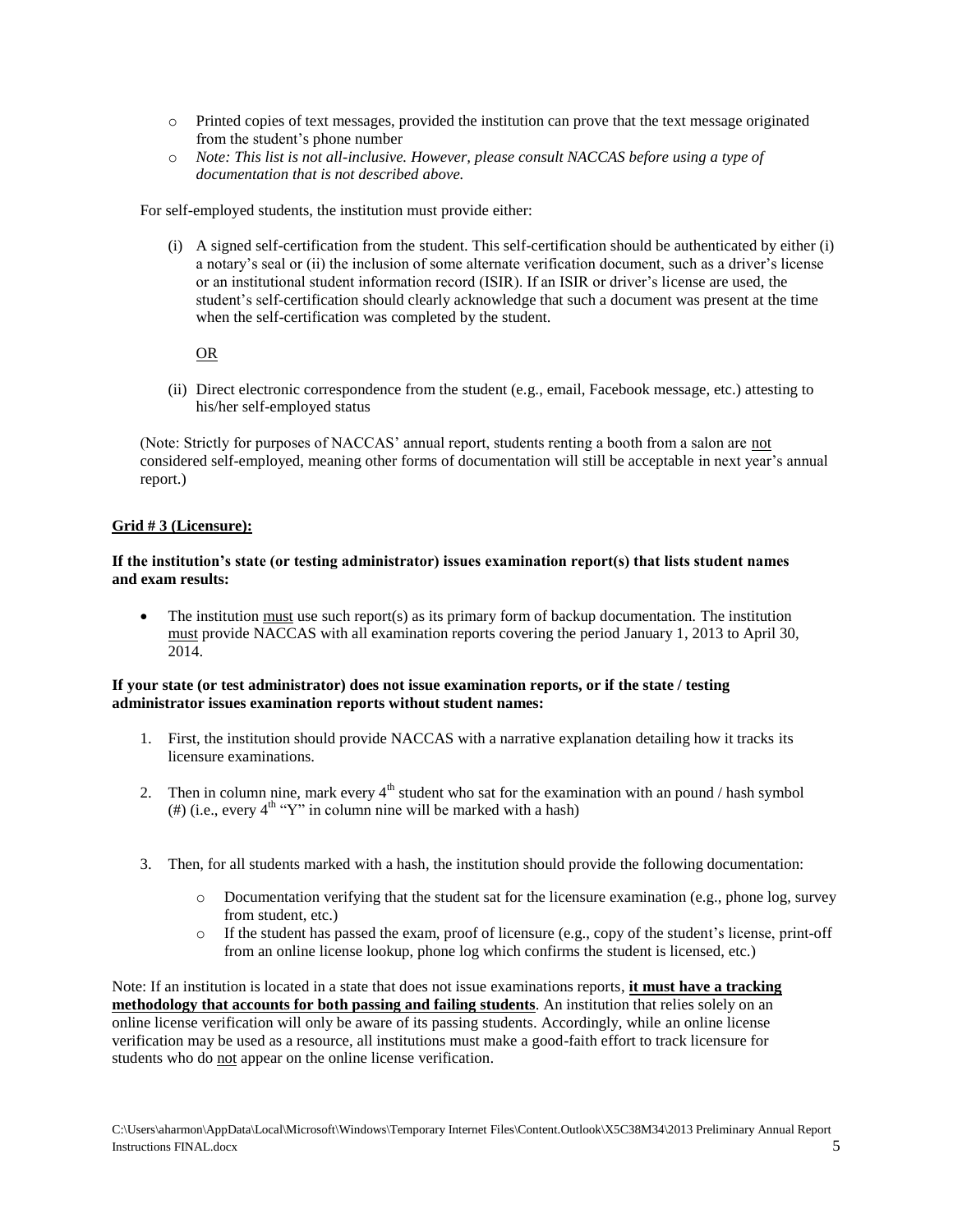- Printed copies of text messages, provided the institution can prove that the text message originated from the student's phone number
- *Note: This list is not all-inclusive. However, please consult NACCAS before using a type of documentation that is not described above.*

For self-employed students, the institution must provide either:

(i) A signed self-certification from the student. This self-certification should be authenticated by either (i) a notary's seal or (ii) the inclusion of some alternate verification document, such as a driver's license or an institutional student information record (ISIR). If an ISIR or driver's license are used, the student's self-certification should clearly acknowledge that such a document was present at the time when the self-certification was completed by the student.

<u>OR</u>

(ii) Direct electronic correspondence from the student (e.g., email, Facebook message, etc.) attesting to his/her self-employed status

(Note: Strictly for purposes of NACCAS' annual report, students renting a booth from a salon are <u>not</u> considered self-employed, meaning other forms of documentation will still be acceptable in next year's annual report.)

**<u>Grid # 3 (Licensure):</u>**

**If the institution's state (or testing administrator) issues examination report(s) that lists student names and exam results:**

- The institution <u>must</u> use such report(s) as its primary form of backup documentation. The institution <u>must</u> provide NACCAS with all examination reports covering the period January 1, 2013 to April 30, 2014.

**If your state (or test administrator) does not issue examination reports, or if the state / testing administrator issues examination reports without student names:**

1. First, the institution should provide NACCAS with a narrative explanation detailing how it tracks its licensure examinations.

2. Then in column nine, mark every 4th student who sat for the examination with an pound / hash symbol (#) (i.e., every 4th "Y" in column nine will be marked with a hash)

3. Then, for all students marked with a hash, the institution should provide the following documentation:

   - Documentation verifying that the student sat for the licensure examination (e.g., phone log, survey from student, etc.)
   - If the student has passed the exam, proof of licensure (e.g., copy of the student's license, print-off from an online license lookup, phone log which confirms the student is licensed, etc.)

Note: If an institution is located in a state that does not issue examinations reports, **<u>it must have a tracking methodology that accounts for both passing and failing students</u>**. An institution that relies solely on an online license verification will only be aware of its passing students. Accordingly, while an online license verification may be used as a resource, all institutions must make a good-faith effort to track licensure for students who do <u>not</u> appear on the online license verification.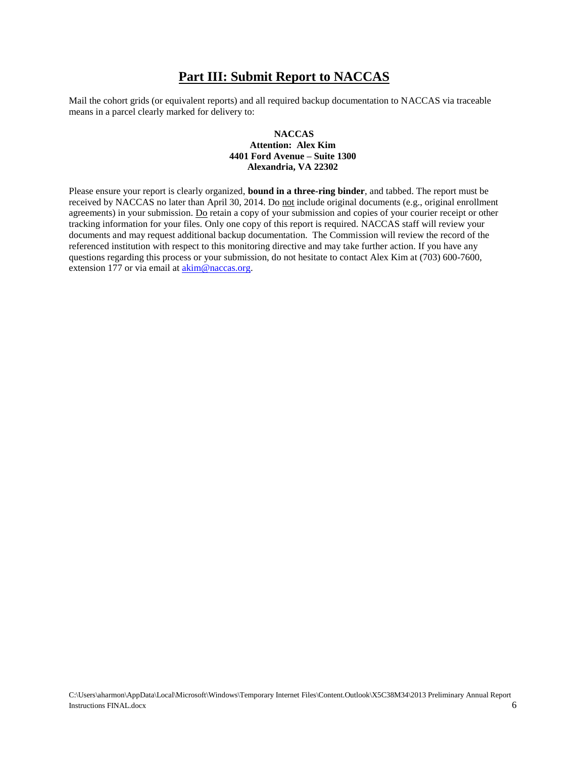# Part III: Submit Report to NACCAS

Mail the cohort grids (or equivalent reports) and all required backup documentation to NACCAS via traceable means in a parcel clearly marked for delivery to:

**NACCAS**
**Attention: Alex Kim**
**4401 Ford Avenue – Suite 1300**
**Alexandria, VA 22302**

Please ensure your report is clearly organized, **bound in a three-ring binder**, and tabbed. The report must be received by NACCAS no later than April 30, 2014. Do not include original documents (e.g., original enrollment agreements) in your submission. Do retain a copy of your submission and copies of your courier receipt or other tracking information for your files. Only one copy of this report is required. NACCAS staff will review your documents and may request additional backup documentation. The Commission will review the record of the referenced institution with respect to this monitoring directive and may take further action. If you have any questions regarding this process or your submission, do not hesitate to contact Alex Kim at (703) 600-7600, extension 177 or via email at akim@naccas.org.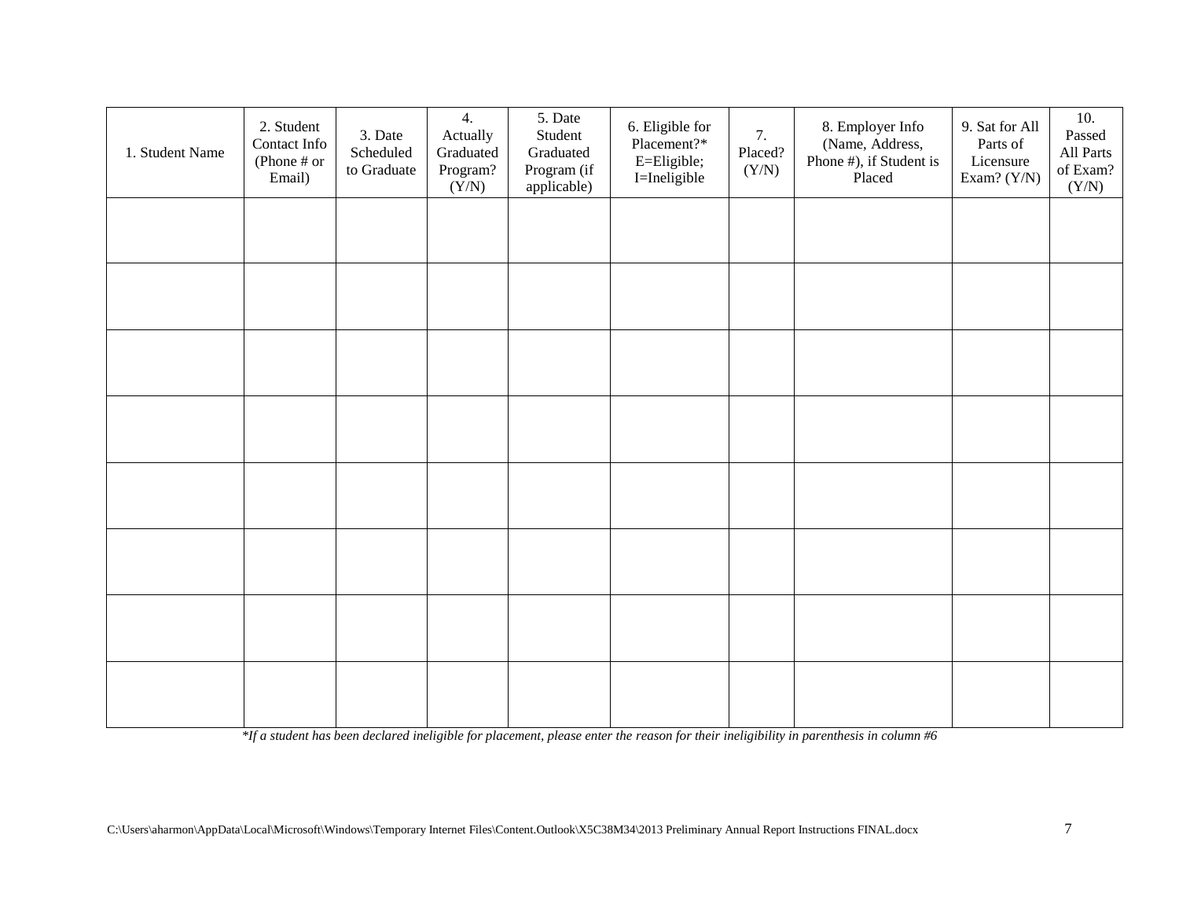| 1. Student Name | 2. Student Contact Info (Phone # or Email) | 3. Date Scheduled to Graduate | 4. Actually Graduated Program? (Y/N) | 5. Date Student Graduated Program (if applicable) | 6. Eligible for Placement?* E=Eligible; I=Ineligible | 7. Placed? (Y/N) | 8. Employer Info (Name, Address, Phone #), if Student is Placed | 9. Sat for All Parts of Licensure Exam? (Y/N) | 10. Passed All Parts of Exam? (Y/N) |
|---|---|---|---|---|---|---|---|---|---|
| | | | | | | | | | |
| | | | | | | | | | |
| | | | | | | | | | |
| | | | | | | | | | |
| | | | | | | | | | |
| | | | | | | | | | |
| | | | | | | | | | |
| | | | | | | | | | |

*\*If a student has been declared ineligible for placement, please enter the reason for their ineligibility in parenthesis in column #6*